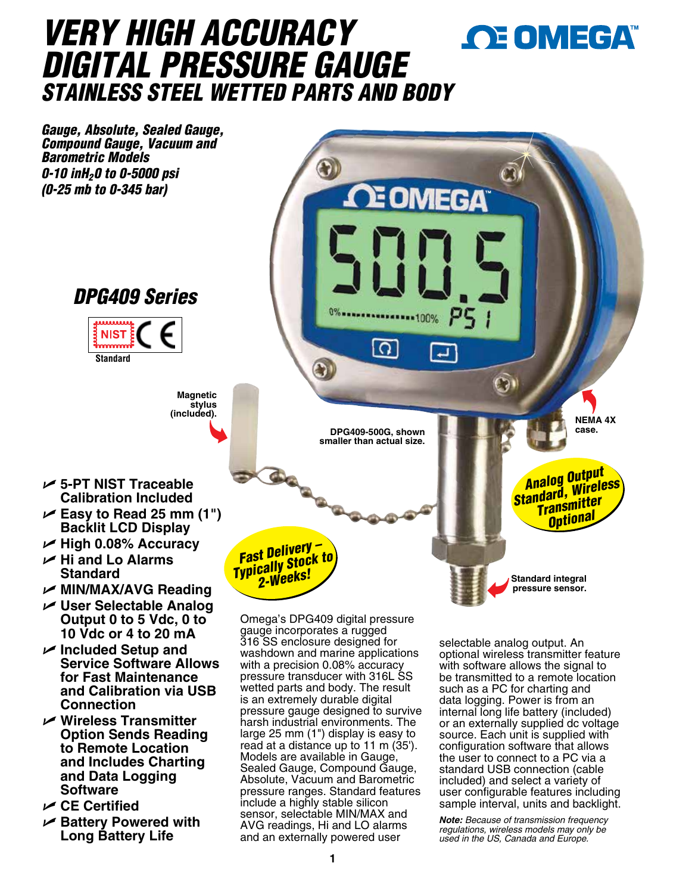# VERY HIGH ACCURACY DIGITAL PRESSURE GAUGE

## STAINLESS STEEL WETTED PARTS AND BODY

OMEGA™

***Gauge, Absolute, Sealed Gauge, Compound Gauge, Vacuum and Barometric Models***
***0-10 inH$_2$0 to 0-5000 psi***
***(0-25 mb to 0-345 bar)***

## DPG409 Series

NIST Standard CE

Magnetic stylus (included).

DPG409-500G, shown smaller than actual size.

NEMA 4X case.

Analog Output Standard, Wireless Transmitter Optional

Fast Delivery – Typically Stock to 2-Weeks!

Standard integral pressure sensor.

- **5-PT NIST Traceable Calibration Included**
- **Easy to Read 25 mm (1") Backlit LCD Display**
- **High 0.08% Accuracy**
- **Hi and Lo Alarms Standard**
- **MIN/MAX/AVG Reading**
- **User Selectable Analog Output 0 to 5 Vdc, 0 to 10 Vdc or 4 to 20 mA**
- **Included Setup and Service Software Allows for Fast Maintenance and Calibration via USB Connection**
- **Wireless Transmitter Option Sends Reading to Remote Location and Includes Charting and Data Logging Software**
- **CE Certified**
- **Battery Powered with Long Battery Life**

Omega's DPG409 digital pressure gauge incorporates a rugged 316 SS enclosure designed for washdown and marine applications with a precision 0.08% accuracy pressure transducer with 316L SS wetted parts and body. The result is an extremely durable digital pressure gauge designed to survive harsh industrial environments. The large 25 mm (1") display is easy to read at a distance up to 11 m (35'). Models are available in Gauge, Sealed Gauge, Compound Gauge, Absolute, Vacuum and Barometric pressure ranges. Standard features include a highly stable silicon sensor, selectable MIN/MAX and AVG readings, Hi and LO alarms and an externally powered user selectable analog output. An optional wireless transmitter feature with software allows the signal to be transmitted to a remote location such as a PC for charting and data logging. Power is from an internal long life battery (included) or an externally supplied dc voltage source. Each unit is supplied with configuration software that allows the user to connect to a PC via a standard USB connection (cable included) and select a variety of user configurable features including sample interval, units and backlight.

***Note:*** *Because of transmission frequency regulations, wireless models may only be used in the US, Canada and Europe.*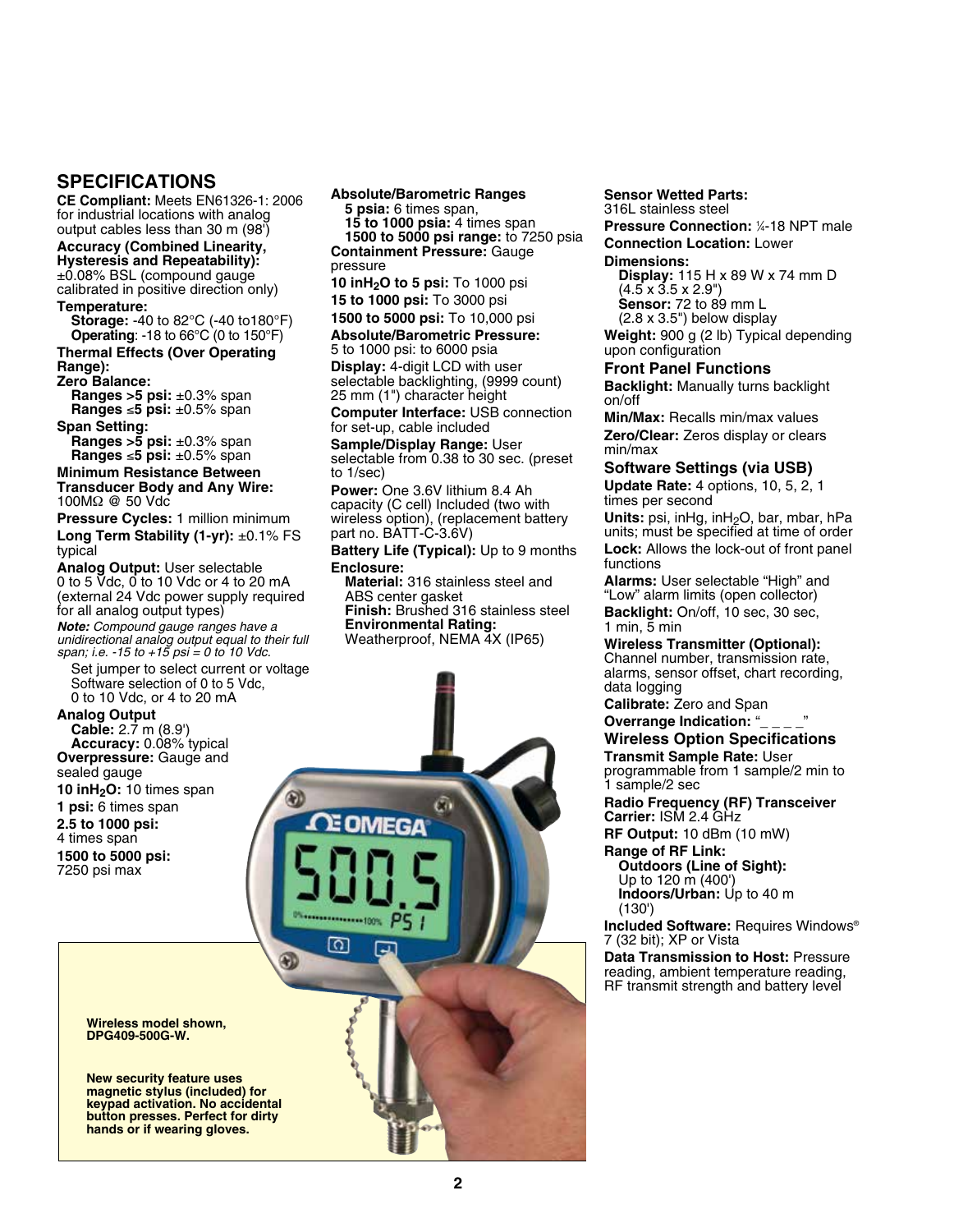## SPECIFICATIONS

**CE Compliant:** Meets EN61326-1: 2006 for industrial locations with analog output cables less than 30 m (98')

**Accuracy (Combined Linearity, Hysteresis and Repeatability):** ±0.08% BSL (compound gauge calibrated in positive direction only)

**Temperature:**
- **Storage:** -40 to 82°C (-40 to180°F)
- **Operating**: -18 to 66°C (0 to 150°F)

**Thermal Effects (Over Operating Range):**

**Zero Balance:**
- **Ranges >5 psi:** ±0.3% span
- **Ranges ≤5 psi:** ±0.5% span

**Span Setting:**
- **Ranges >5 psi:** ±0.3% span
- **Ranges ≤5 psi:** ±0.5% span

**Minimum Resistance Between Transducer Body and Any Wire:** 100MΩ @ 50 Vdc

**Pressure Cycles:** 1 million minimum

**Long Term Stability (1-yr):** ±0.1% FS typical

**Analog Output:** User selectable 0 to 5 Vdc, 0 to 10 Vdc or 4 to 20 mA (external 24 Vdc power supply required for all analog output types)

***Note:*** *Compound gauge ranges have a unidirectional analog output equal to their full span; i.e. -15 to +15 psi = 0 to 10 Vdc.*

Set jumper to select current or voltage
Software selection of 0 to 5 Vdc, 0 to 10 Vdc, or 4 to 20 mA

**Analog Output**
- **Cable:** 2.7 m (8.9')
- **Accuracy:** 0.08% typical

**Overpressure:** Gauge and sealed gauge

**10 inH$_2$O:** 10 times span

**1 psi:** 6 times span

**2.5 to 1000 psi:** 4 times span

**1500 to 5000 psi:** 7250 psi max

**Absolute/Barometric Ranges**
- **5 psia:** 6 times span,
- **15 to 1000 psia:** 4 times span
- **1500 to 5000 psi range:** to 7250 psia

**Containment Pressure:** Gauge pressure

**10 inH$_2$O to 5 psi:** To 1000 psi

**15 to 1000 psi:** To 3000 psi

**1500 to 5000 psi:** To 10,000 psi

**Absolute/Barometric Pressure:** 5 to 1000 psi: to 6000 psia

**Display:** 4-digit LCD with user selectable backlighting, (9999 count) 25 mm (1") character height

**Computer Interface:** USB connection for set-up, cable included

**Sample/Display Range:** User selectable from 0.38 to 30 sec. (preset to 1/sec)

**Power:** One 3.6V lithium 8.4 Ah capacity (C cell) Included (two with wireless option), (replacement battery part no. BATT-C-3.6V)

**Battery Life (Typical):** Up to 9 months

**Enclosure:**
- **Material:** 316 stainless steel and ABS center gasket
- **Finish:** Brushed 316 stainless steel
- **Environmental Rating:** Weatherproof, NEMA 4X (IP65)

**Sensor Wetted Parts:** 316L stainless steel

**Pressure Connection:** ¼-18 NPT male

**Connection Location:** Lower

**Dimensions:**
- **Display:** 115 H x 89 W x 74 mm D (4.5 x 3.5 x 2.9")
- **Sensor:** 72 to 89 mm L (2.8 x 3.5") below display

**Weight:** 900 g (2 lb) Typical depending upon configuration

### Front Panel Functions

**Backlight:** Manually turns backlight on/off

**Min/Max:** Recalls min/max values

**Zero/Clear:** Zeros display or clears min/max

### Software Settings (via USB)

**Update Rate:** 4 options, 10, 5, 2, 1 times per second

**Units:** psi, inHg, inH$_2$O, bar, mbar, hPa units; must be specified at time of order

**Lock:** Allows the lock-out of front panel functions

**Alarms:** User selectable "High" and "Low" alarm limits (open collector)

**Backlight:** On/off, 10 sec, 30 sec, 1 min, 5 min

**Wireless Transmitter (Optional):** Channel number, transmission rate, alarms, sensor offset, chart recording, data logging

**Calibrate:** Zero and Span

**Overrange Indication:** "_ _ _ _"

### Wireless Option Specifications

**Transmit Sample Rate:** User programmable from 1 sample/2 min to 1 sample/2 sec

**Radio Frequency (RF) Transceiver Carrier:** ISM 2.4 GHz

**RF Output:** 10 dBm (10 mW)

**Range of RF Link:**
- **Outdoors (Line of Sight):** Up to 120 m (400')
- **Indoors/Urban:** Up to 40 m (130')

**Included Software:** Requires Windows® 7 (32 bit); XP or Vista

**Data Transmission to Host:** Pressure reading, ambient temperature reading, RF transmit strength and battery level

**Wireless model shown, DPG409-500G-W.**

**New security feature uses magnetic stylus (included) for keypad activation. No accidental button presses. Perfect for dirty hands or if wearing gloves.**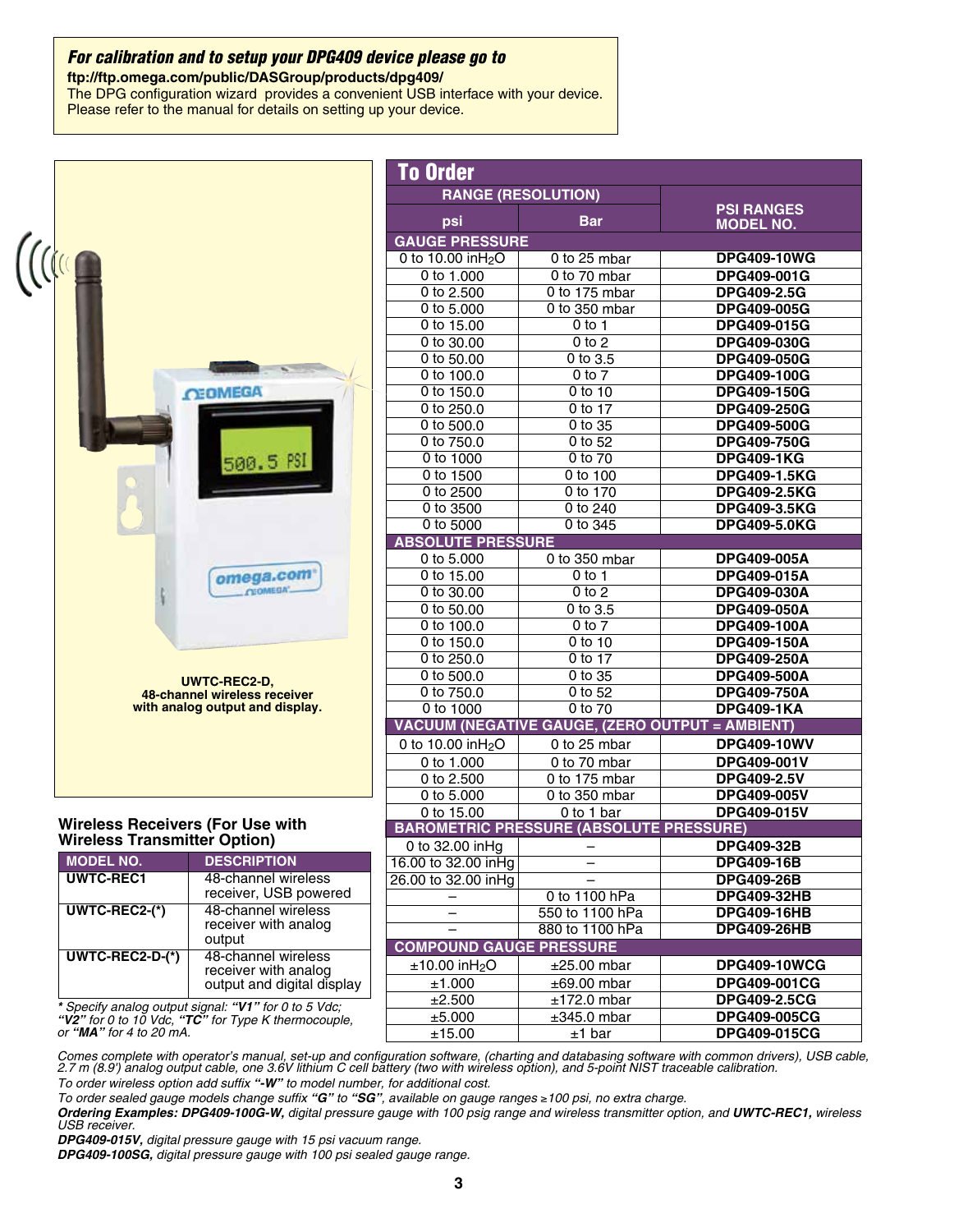***For calibration and to setup your DPG409 device please go to***
**ftp://ftp.omega.com/public/DASGroup/products/dpg409/**
The DPG configuration wizard provides a convenient USB interface with your device. Please refer to the manual for details on setting up your device.

**UWTC-REC2-D, 48-channel wireless receiver with analog output and display.**

## To Order

| RANGE (RESOLUTION) | | |
|---|---|---|
| **psi** | **Bar** | **PSI RANGES MODEL NO.** |
| **GAUGE PRESSURE** | | |
| 0 to 10.00 in$H_2O$ | 0 to 25 mbar | **DPG409-10WG** |
| 0 to 1.000 | 0 to 70 mbar | **DPG409-001G** |
| 0 to 2.500 | 0 to 175 mbar | **DPG409-2.5G** |
| 0 to 5.000 | 0 to 350 mbar | **DPG409-005G** |
| 0 to 15.00 | 0 to 1 | **DPG409-015G** |
| 0 to 30.00 | 0 to 2 | **DPG409-030G** |
| 0 to 50.00 | 0 to 3.5 | **DPG409-050G** |
| 0 to 100.0 | 0 to 7 | **DPG409-100G** |
| 0 to 150.0 | 0 to 10 | **DPG409-150G** |
| 0 to 250.0 | 0 to 17 | **DPG409-250G** |
| 0 to 500.0 | 0 to 35 | **DPG409-500G** |
| 0 to 750.0 | 0 to 52 | **DPG409-750G** |
| 0 to 1000 | 0 to 70 | **DPG409-1KG** |
| 0 to 1500 | 0 to 100 | **DPG409-1.5KG** |
| 0 to 2500 | 0 to 170 | **DPG409-2.5KG** |
| 0 to 3500 | 0 to 240 | **DPG409-3.5KG** |
| 0 to 5000 | 0 to 345 | **DPG409-5.0KG** |
| **ABSOLUTE PRESSURE** | | |
| 0 to 5.000 | 0 to 350 mbar | **DPG409-005A** |
| 0 to 15.00 | 0 to 1 | **DPG409-015A** |
| 0 to 30.00 | 0 to 2 | **DPG409-030A** |
| 0 to 50.00 | 0 to 3.5 | **DPG409-050A** |
| 0 to 100.0 | 0 to 7 | **DPG409-100A** |
| 0 to 150.0 | 0 to 10 | **DPG409-150A** |
| 0 to 250.0 | 0 to 17 | **DPG409-250A** |
| 0 to 500.0 | 0 to 35 | **DPG409-500A** |
| 0 to 750.0 | 0 to 52 | **DPG409-750A** |
| 0 to 1000 | 0 to 70 | **DPG409-1KA** |
| **VACUUM (NEGATIVE GAUGE, (ZERO OUTPUT = AMBIENT)** | | |
| 0 to 10.00 in$H_2O$ | 0 to 25 mbar | **DPG409-10WV** |
| 0 to 1.000 | 0 to 70 mbar | **DPG409-001V** |
| 0 to 2.500 | 0 to 175 mbar | **DPG409-2.5V** |
| 0 to 5.000 | 0 to 350 mbar | **DPG409-005V** |
| 0 to 15.00 | 0 to 1 bar | **DPG409-015V** |
| **BAROMETRIC PRESSURE (ABSOLUTE PRESSURE)** | | |
| 0 to 32.00 inHg | – | **DPG409-32B** |
| 16.00 to 32.00 inHg | – | **DPG409-16B** |
| 26.00 to 32.00 inHg | – | **DPG409-26B** |
| – | 0 to 1100 hPa | **DPG409-32HB** |
| – | 550 to 1100 hPa | **DPG409-16HB** |
| – | 880 to 1100 hPa | **DPG409-26HB** |
| **COMPOUND GAUGE PRESSURE** | | |
| ±10.00 in$H_2O$ | ±25.00 mbar | **DPG409-10WCG** |
| ±1.000 | ±69.00 mbar | **DPG409-001CG** |
| ±2.500 | ±172.0 mbar | **DPG409-2.5CG** |
| ±5.000 | ±345.0 mbar | **DPG409-005CG** |
| ±15.00 | ±1 bar | **DPG409-015CG** |

### Wireless Receivers (For Use with Wireless Transmitter Option)

| MODEL NO. | DESCRIPTION |
|---|---|
| **UWTC-REC1** | 48-channel wireless receiver, USB powered |
| **UWTC-REC2-(*)** | 48-channel wireless receiver with analog output |
| **UWTC-REC2-D-(*)** | 48-channel wireless receiver with analog output and digital display |

*\* Specify analog output signal: **"V1"** for 0 to 5 Vdc; **"V2"** for 0 to 10 Vdc, **"TC"** for Type K thermocouple, or **"MA"** for 4 to 20 mA.*

*Comes complete with operator's manual, set-up and configuration software, (charting and databasing software with common drivers), USB cable, 2.7 m (8.9') analog output cable, one 3.6V lithium C cell battery (two with wireless option), and 5-point NIST traceable calibration.*

*To order wireless option add suffix **"-W"** to model number, for additional cost.*

*To order sealed gauge models change suffix **"G"** to **"SG"**, available on gauge ranges ≥100 psi, no extra charge.*

***Ordering Examples: DPG409-100G-W,** digital pressure gauge with 100 psig range and wireless transmitter option, and **UWTC-REC1,** wireless USB receiver.*

***DPG409-015V,** digital pressure gauge with 15 psi vacuum range.*

***DPG409-100SG,** digital pressure gauge with 100 psi sealed gauge range.*